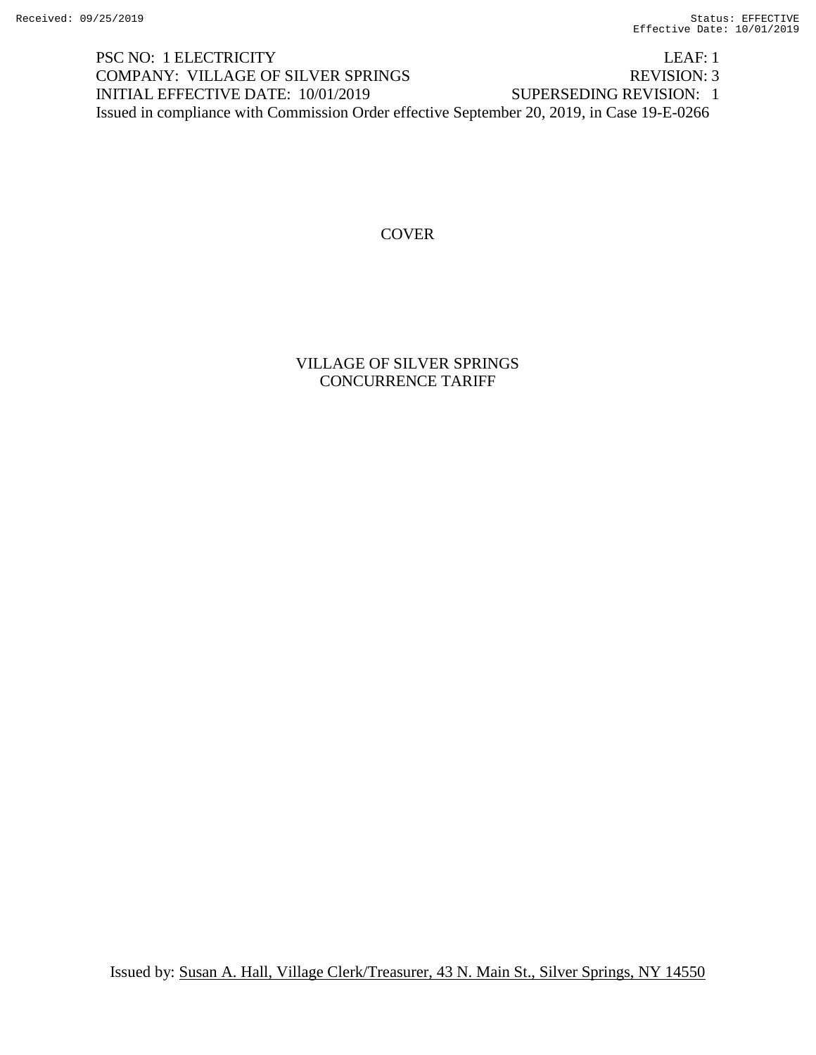PSC NO: 1 ELECTRICITY LEAF: 1
COMPANY: VILLAGE OF SILVER SPRINGS REVISION: 3
INITIAL EFFECTIVE DATE: 10/01/2019 SUPERSEDING REVISION: 1
Issued in compliance with Commission Order effective September 20, 2019, in Case 19-E-0266

COVER

VILLAGE OF SILVER SPRINGS
CONCURRENCE TARIFF

Issued by: Susan A. Hall, Village Clerk/Treasurer, 43 N. Main St., Silver Springs, NY 14550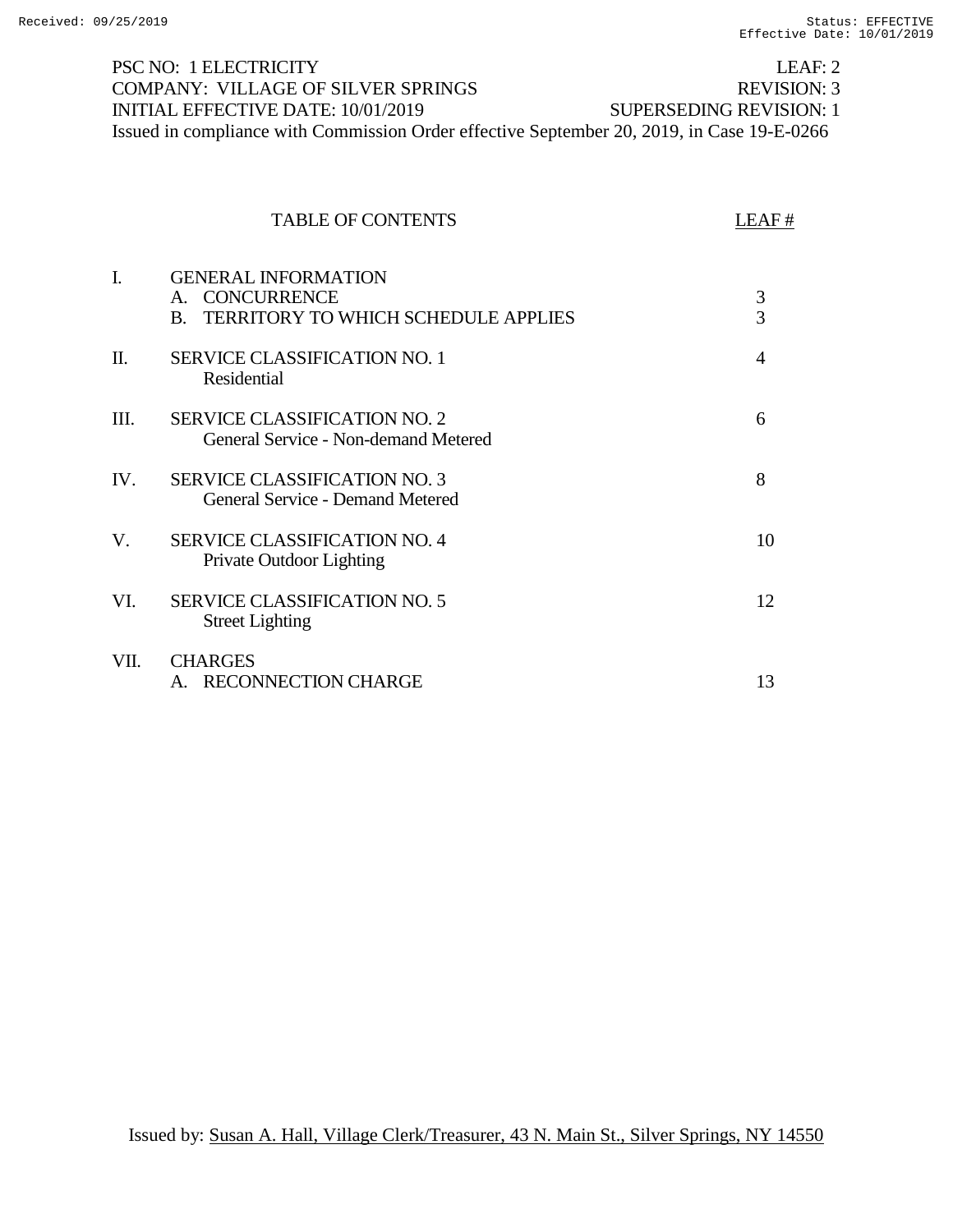PSC NO: 1 ELECTRICITY LEAF: 2
COMPANY: VILLAGE OF SILVER SPRINGS REVISION: 3
INITIAL EFFECTIVE DATE: 10/01/2019 SUPERSEDING REVISION: 1
Issued in compliance with Commission Order effective September 20, 2019, in Case 19-E-0266

| | TABLE OF CONTENTS | LEAF # |
|---|---|---|
| I. | GENERAL INFORMATION | |
| | A. CONCURRENCE | 3 |
| | B. TERRITORY TO WHICH SCHEDULE APPLIES | 3 |
| II. | SERVICE CLASSIFICATION NO. 1<br>Residential | 4 |
| III. | SERVICE CLASSIFICATION NO. 2<br>General Service - Non-demand Metered | 6 |
| IV. | SERVICE CLASSIFICATION NO. 3<br>General Service - Demand Metered | 8 |
| V. | SERVICE CLASSIFICATION NO. 4<br>Private Outdoor Lighting | 10 |
| VI. | SERVICE CLASSIFICATION NO. 5<br>Street Lighting | 12 |
| VII. | CHARGES | |
| | A. RECONNECTION CHARGE | 13 |

Issued by: Susan A. Hall, Village Clerk/Treasurer, 43 N. Main St., Silver Springs, NY 14550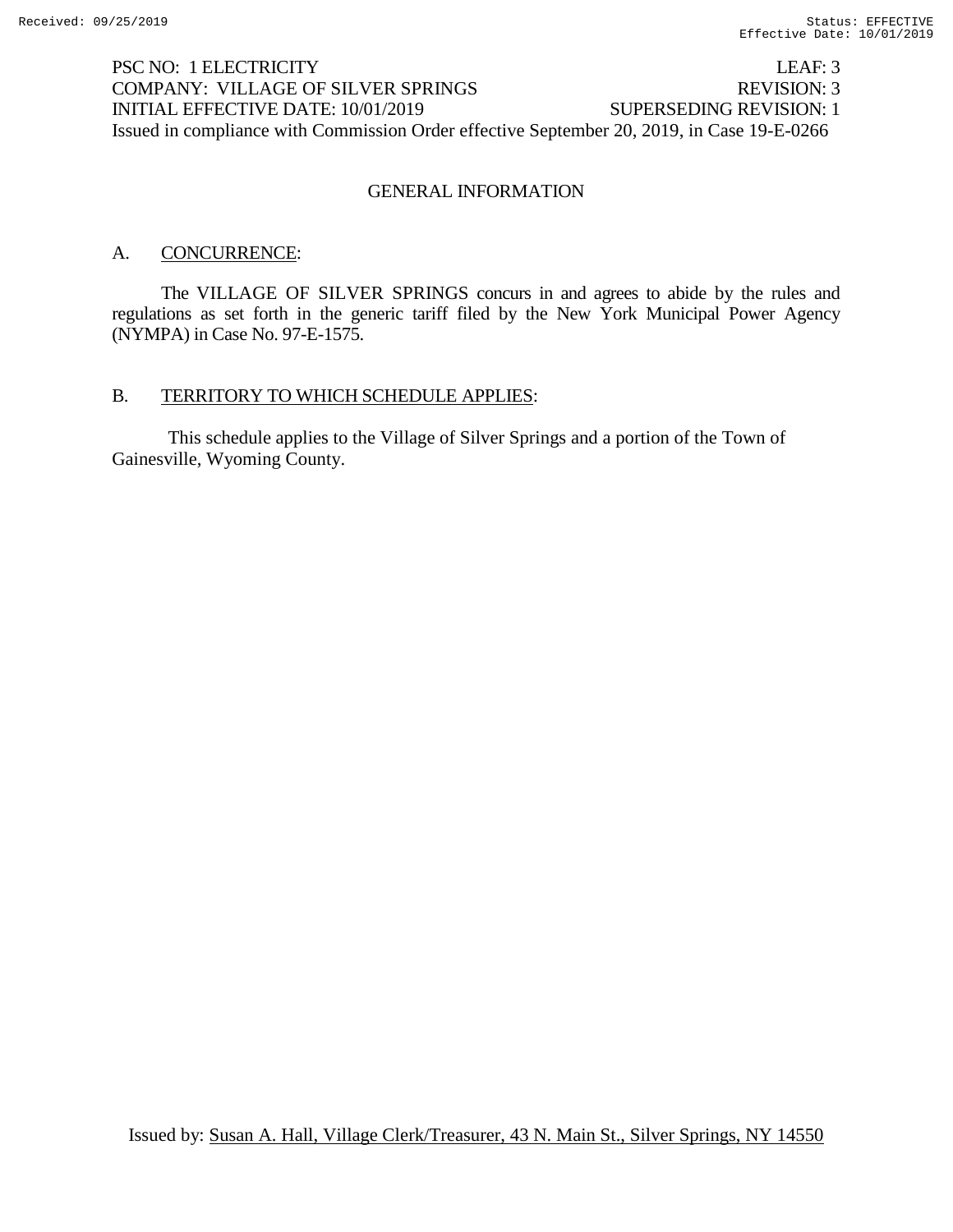PSC NO: 1 ELECTRICITY LEAF: 3
COMPANY: VILLAGE OF SILVER SPRINGS REVISION: 3
INITIAL EFFECTIVE DATE: 10/01/2019 SUPERSEDING REVISION: 1
Issued in compliance with Commission Order effective September 20, 2019, in Case 19-E-0266

## GENERAL INFORMATION

A. CONCURRENCE:

The VILLAGE OF SILVER SPRINGS concurs in and agrees to abide by the rules and regulations as set forth in the generic tariff filed by the New York Municipal Power Agency (NYMPA) in Case No. 97-E-1575.

B. TERRITORY TO WHICH SCHEDULE APPLIES:

This schedule applies to the Village of Silver Springs and a portion of the Town of Gainesville, Wyoming County.

Issued by: Susan A. Hall, Village Clerk/Treasurer, 43 N. Main St., Silver Springs, NY 14550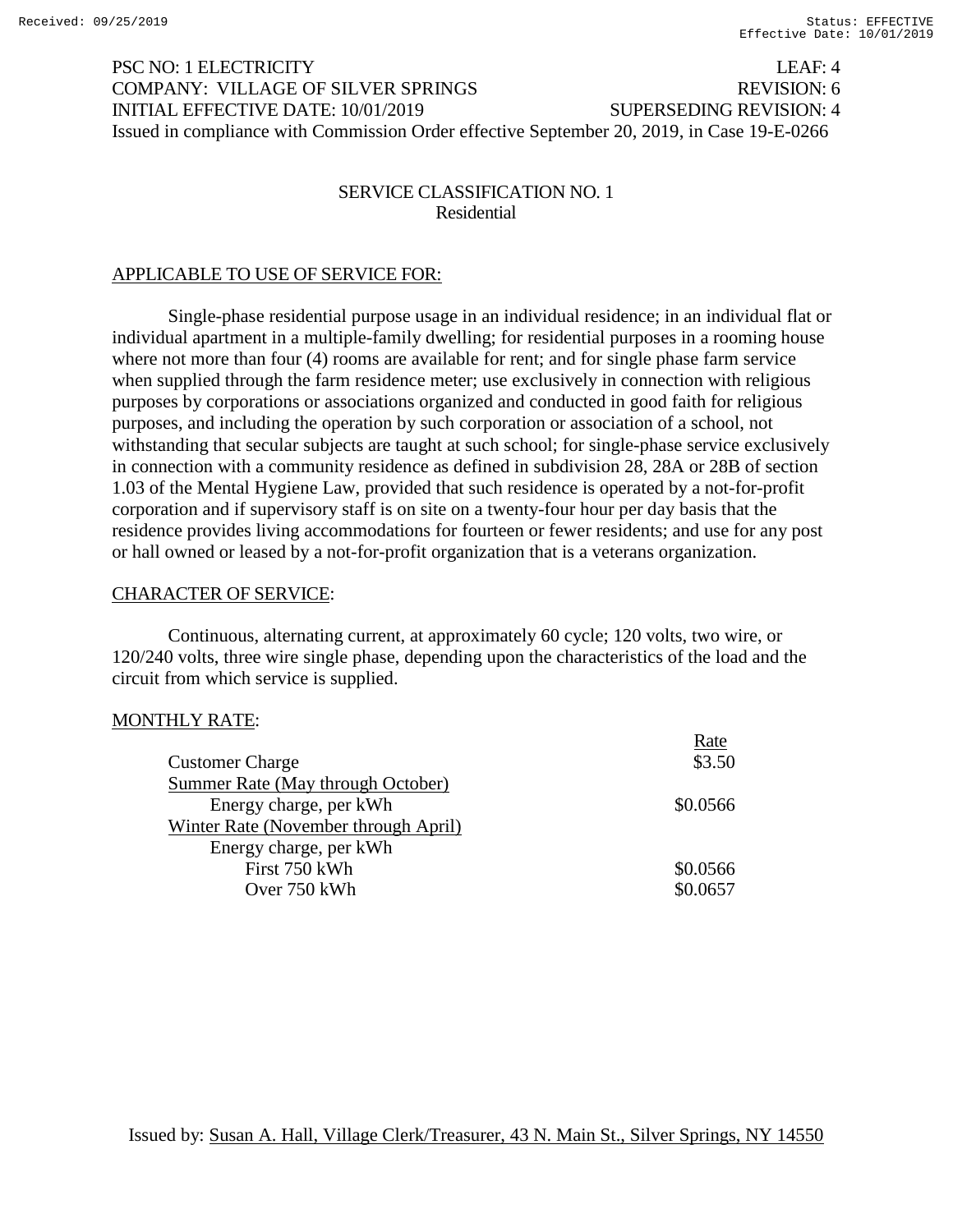PSC NO: 1 ELECTRICITY LEAF: 4
COMPANY: VILLAGE OF SILVER SPRINGS REVISION: 6
INITIAL EFFECTIVE DATE: 10/01/2019 SUPERSEDING REVISION: 4
Issued in compliance with Commission Order effective September 20, 2019, in Case 19-E-0266

## SERVICE CLASSIFICATION NO. 1
### Residential

APPLICABLE TO USE OF SERVICE FOR:

Single-phase residential purpose usage in an individual residence; in an individual flat or individual apartment in a multiple-family dwelling; for residential purposes in a rooming house where not more than four (4) rooms are available for rent; and for single phase farm service when supplied through the farm residence meter; use exclusively in connection with religious purposes by corporations or associations organized and conducted in good faith for religious purposes, and including the operation by such corporation or association of a school, not withstanding that secular subjects are taught at such school; for single-phase service exclusively in connection with a community residence as defined in subdivision 28, 28A or 28B of section 1.03 of the Mental Hygiene Law, provided that such residence is operated by a not-for-profit corporation and if supervisory staff is on site on a twenty-four hour per day basis that the residence provides living accommodations for fourteen or fewer residents; and use for any post or hall owned or leased by a not-for-profit organization that is a veterans organization.

CHARACTER OF SERVICE:

Continuous, alternating current, at approximately 60 cycle; 120 volts, two wire, or 120/240 volts, three wire single phase, depending upon the characteristics of the load and the circuit from which service is supplied.

MONTHLY RATE:

| | Rate |
|---|---|
| Customer Charge | $3.50 |
| Summer Rate (May through October) | |
| Energy charge, per kWh | $0.0566 |
| Winter Rate (November through April) | |
| Energy charge, per kWh | |
| First 750 kWh | $0.0566 |
| Over 750 kWh | $0.0657 |

Issued by: Susan A. Hall, Village Clerk/Treasurer, 43 N. Main St., Silver Springs, NY 14550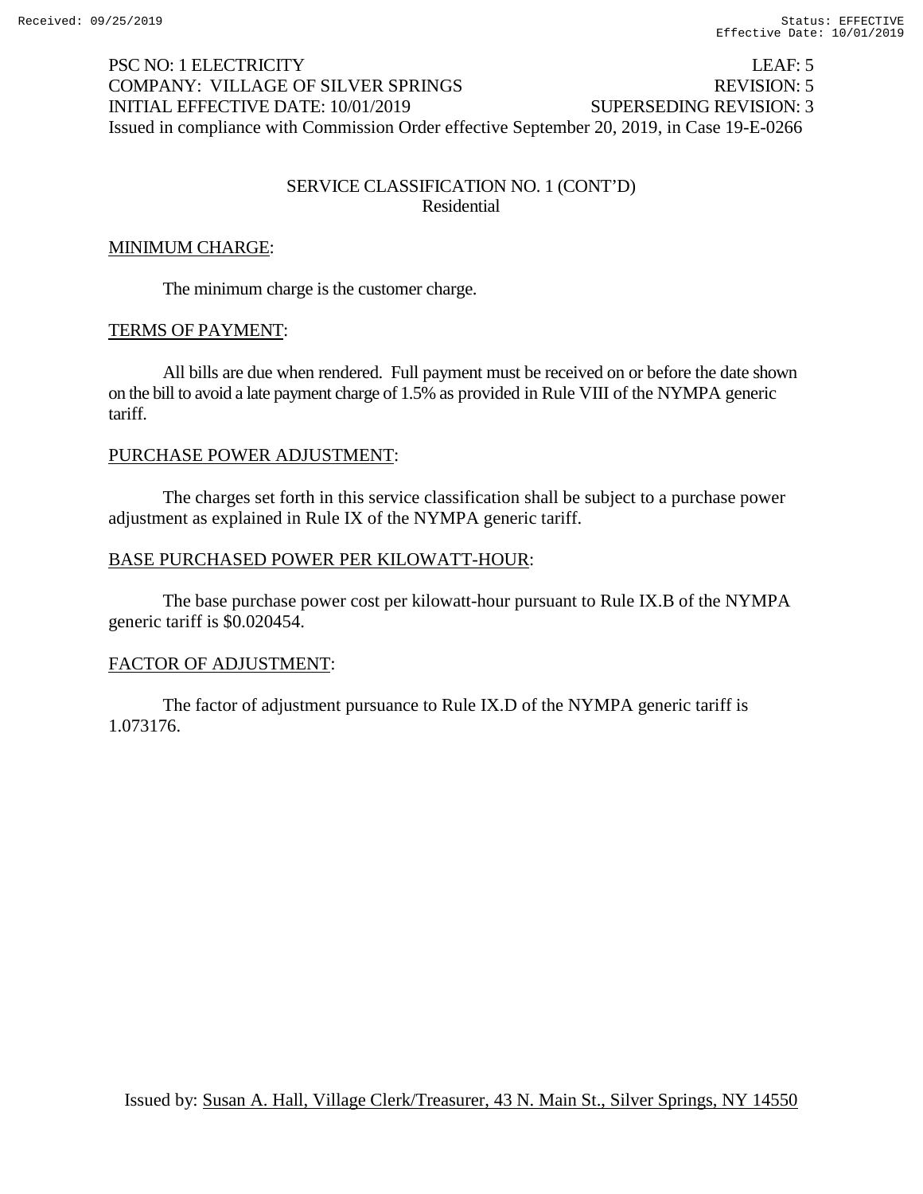PSC NO: 1 ELECTRICITY LEAF: 5
COMPANY: VILLAGE OF SILVER SPRINGS REVISION: 5
INITIAL EFFECTIVE DATE: 10/01/2019 SUPERSEDING REVISION: 3
Issued in compliance with Commission Order effective September 20, 2019, in Case 19-E-0266

SERVICE CLASSIFICATION NO. 1 (CONT'D)
Residential

MINIMUM CHARGE:

The minimum charge is the customer charge.

TERMS OF PAYMENT:

All bills are due when rendered. Full payment must be received on or before the date shown on the bill to avoid a late payment charge of 1.5% as provided in Rule VIII of the NYMPA generic tariff.

PURCHASE POWER ADJUSTMENT:

The charges set forth in this service classification shall be subject to a purchase power adjustment as explained in Rule IX of the NYMPA generic tariff.

BASE PURCHASED POWER PER KILOWATT-HOUR:

The base purchase power cost per kilowatt-hour pursuant to Rule IX.B of the NYMPA generic tariff is $0.020454.

FACTOR OF ADJUSTMENT:

The factor of adjustment pursuance to Rule IX.D of the NYMPA generic tariff is 1.073176.

Issued by: Susan A. Hall, Village Clerk/Treasurer, 43 N. Main St., Silver Springs, NY 14550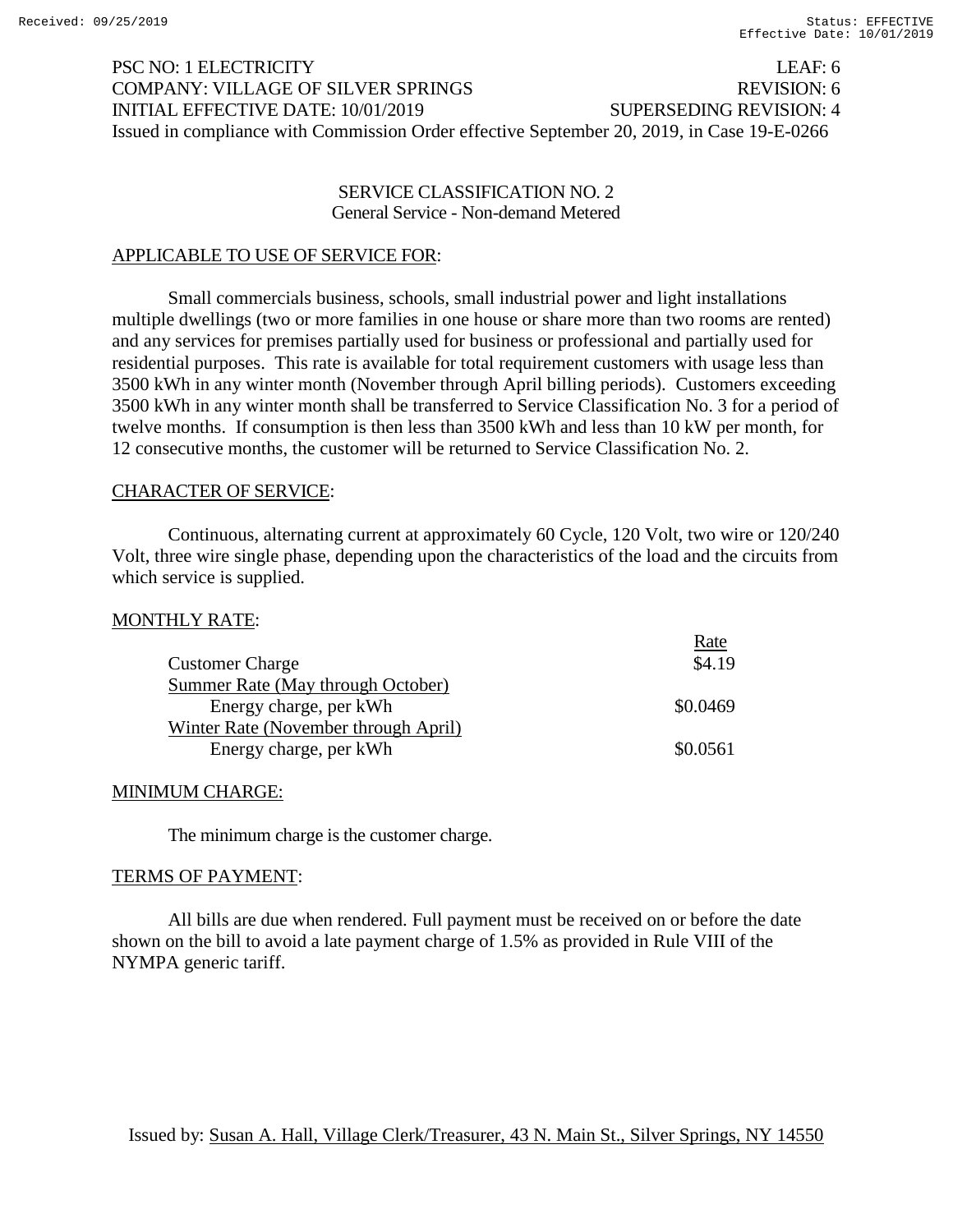PSC NO: 1 ELECTRICITY LEAF: 6
COMPANY: VILLAGE OF SILVER SPRINGS REVISION: 6
INITIAL EFFECTIVE DATE: 10/01/2019 SUPERSEDING REVISION: 4
Issued in compliance with Commission Order effective September 20, 2019, in Case 19-E-0266

## SERVICE CLASSIFICATION NO. 2
General Service - Non-demand Metered

### APPLICABLE TO USE OF SERVICE FOR:

Small commercials business, schools, small industrial power and light installations multiple dwellings (two or more families in one house or share more than two rooms are rented) and any services for premises partially used for business or professional and partially used for residential purposes. This rate is available for total requirement customers with usage less than 3500 kWh in any winter month (November through April billing periods). Customers exceeding 3500 kWh in any winter month shall be transferred to Service Classification No. 3 for a period of twelve months. If consumption is then less than 3500 kWh and less than 10 kW per month, for 12 consecutive months, the customer will be returned to Service Classification No. 2.

### CHARACTER OF SERVICE:

Continuous, alternating current at approximately 60 Cycle, 120 Volt, two wire or 120/240 Volt, three wire single phase, depending upon the characteristics of the load and the circuits from which service is supplied.

### MONTHLY RATE:

| | Rate |
|---|---|
| Customer Charge | $4.19 |
| Summer Rate (May through October) | |
| Energy charge, per kWh | $0.0469 |
| Winter Rate (November through April) | |
| Energy charge, per kWh | $0.0561 |

### MINIMUM CHARGE:

The minimum charge is the customer charge.

### TERMS OF PAYMENT:

All bills are due when rendered. Full payment must be received on or before the date shown on the bill to avoid a late payment charge of 1.5% as provided in Rule VIII of the NYMPA generic tariff.

Issued by: Susan A. Hall, Village Clerk/Treasurer, 43 N. Main St., Silver Springs, NY 14550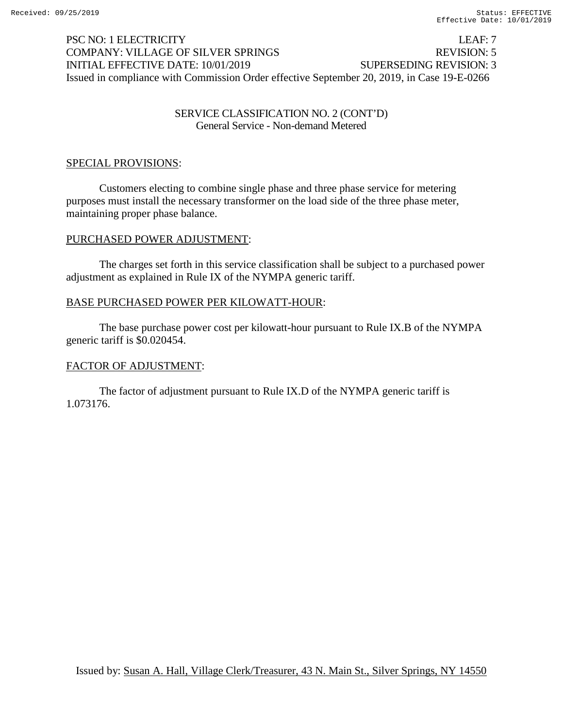PSC NO: 1 ELECTRICITY LEAF: 7
COMPANY: VILLAGE OF SILVER SPRINGS REVISION: 5
INITIAL EFFECTIVE DATE: 10/01/2019 SUPERSEDING REVISION: 3
Issued in compliance with Commission Order effective September 20, 2019, in Case 19-E-0266

SERVICE CLASSIFICATION NO. 2 (CONT'D)
General Service - Non-demand Metered

SPECIAL PROVISIONS:

Customers electing to combine single phase and three phase service for metering purposes must install the necessary transformer on the load side of the three phase meter, maintaining proper phase balance.

PURCHASED POWER ADJUSTMENT:

The charges set forth in this service classification shall be subject to a purchased power adjustment as explained in Rule IX of the NYMPA generic tariff.

BASE PURCHASED POWER PER KILOWATT-HOUR:

The base purchase power cost per kilowatt-hour pursuant to Rule IX.B of the NYMPA generic tariff is $0.020454.

FACTOR OF ADJUSTMENT:

The factor of adjustment pursuant to Rule IX.D of the NYMPA generic tariff is 1.073176.

Issued by: Susan A. Hall, Village Clerk/Treasurer, 43 N. Main St., Silver Springs, NY 14550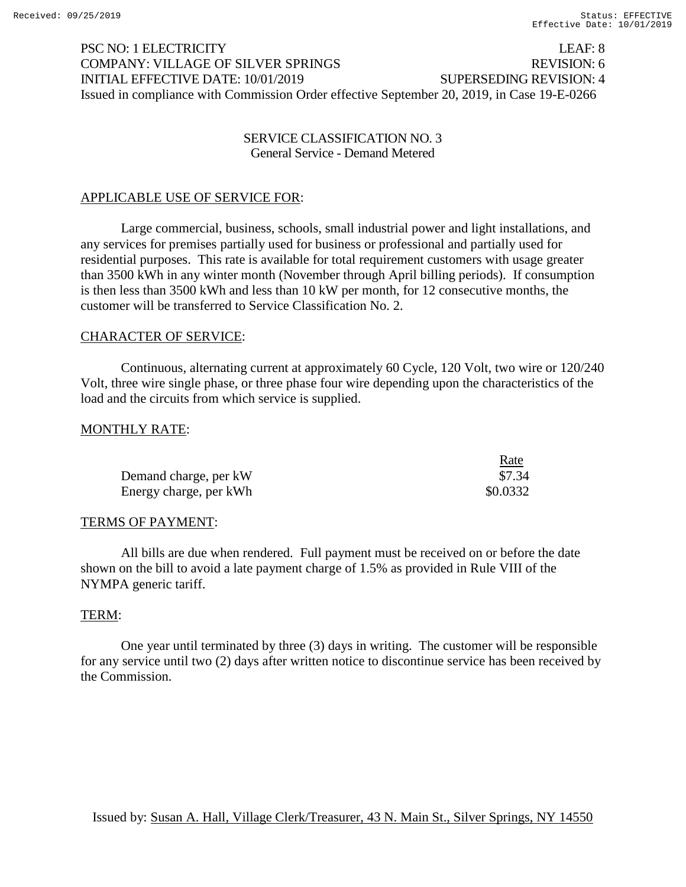PSC NO: 1 ELECTRICITY LEAF: 8
COMPANY: VILLAGE OF SILVER SPRINGS REVISION: 6
INITIAL EFFECTIVE DATE: 10/01/2019 SUPERSEDING REVISION: 4
Issued in compliance with Commission Order effective September 20, 2019, in Case 19-E-0266

## SERVICE CLASSIFICATION NO. 3
### General Service - Demand Metered

APPLICABLE USE OF SERVICE FOR:

Large commercial, business, schools, small industrial power and light installations, and any services for premises partially used for business or professional and partially used for residential purposes. This rate is available for total requirement customers with usage greater than 3500 kWh in any winter month (November through April billing periods). If consumption is then less than 3500 kWh and less than 10 kW per month, for 12 consecutive months, the customer will be transferred to Service Classification No. 2.

CHARACTER OF SERVICE:

Continuous, alternating current at approximately 60 Cycle, 120 Volt, two wire or 120/240 Volt, three wire single phase, or three phase four wire depending upon the characteristics of the load and the circuits from which service is supplied.

MONTHLY RATE:

| | Rate |
|---|---|
| Demand charge, per kW | $7.34 |
| Energy charge, per kWh | $0.0332 |

TERMS OF PAYMENT:

All bills are due when rendered. Full payment must be received on or before the date shown on the bill to avoid a late payment charge of 1.5% as provided in Rule VIII of the NYMPA generic tariff.

TERM:

One year until terminated by three (3) days in writing. The customer will be responsible for any service until two (2) days after written notice to discontinue service has been received by the Commission.

Issued by: Susan A. Hall, Village Clerk/Treasurer, 43 N. Main St., Silver Springs, NY 14550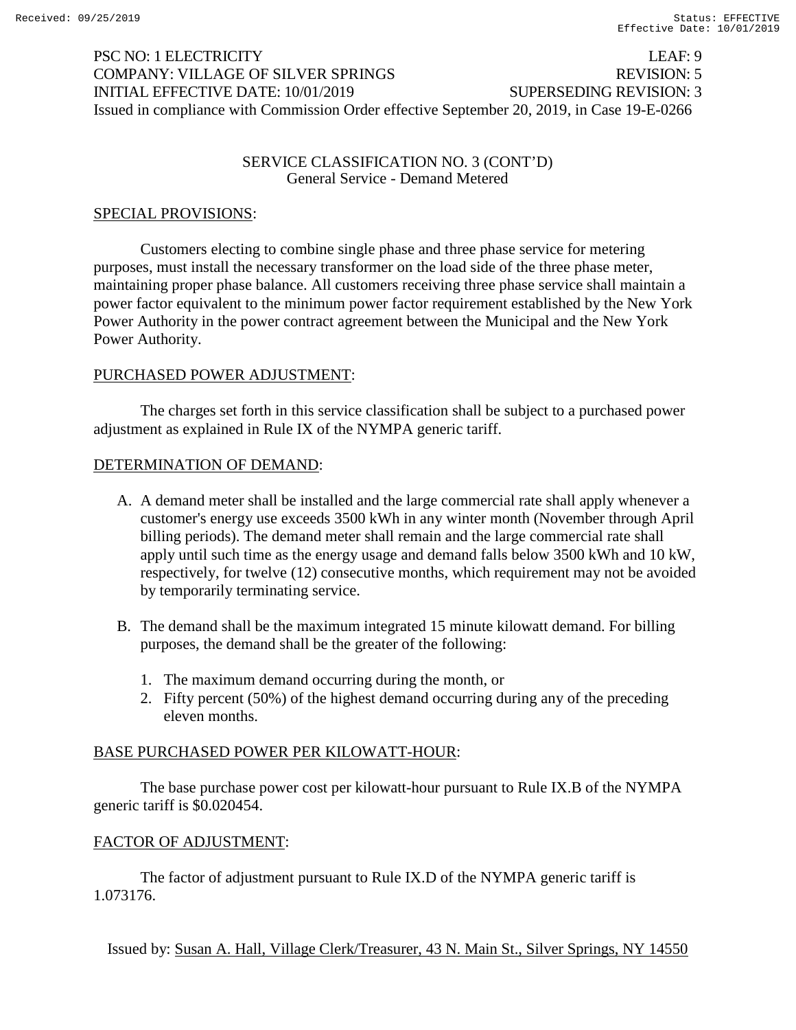PSC NO: 1 ELECTRICITY LEAF: 9
COMPANY: VILLAGE OF SILVER SPRINGS REVISION: 5
INITIAL EFFECTIVE DATE: 10/01/2019 SUPERSEDING REVISION: 3
Issued in compliance with Commission Order effective September 20, 2019, in Case 19-E-0266

## SERVICE CLASSIFICATION NO. 3 (CONT'D)
General Service - Demand Metered

### SPECIAL PROVISIONS:

Customers electing to combine single phase and three phase service for metering purposes, must install the necessary transformer on the load side of the three phase meter, maintaining proper phase balance. All customers receiving three phase service shall maintain a power factor equivalent to the minimum power factor requirement established by the New York Power Authority in the power contract agreement between the Municipal and the New York Power Authority.

### PURCHASED POWER ADJUSTMENT:

The charges set forth in this service classification shall be subject to a purchased power adjustment as explained in Rule IX of the NYMPA generic tariff.

### DETERMINATION OF DEMAND:

A. A demand meter shall be installed and the large commercial rate shall apply whenever a customer's energy use exceeds 3500 kWh in any winter month (November through April billing periods). The demand meter shall remain and the large commercial rate shall apply until such time as the energy usage and demand falls below 3500 kWh and 10 kW, respectively, for twelve (12) consecutive months, which requirement may not be avoided by temporarily terminating service.

B. The demand shall be the maximum integrated 15 minute kilowatt demand. For billing purposes, the demand shall be the greater of the following:

   1. The maximum demand occurring during the month, or
   2. Fifty percent (50%) of the highest demand occurring during any of the preceding eleven months.

### BASE PURCHASED POWER PER KILOWATT-HOUR:

The base purchase power cost per kilowatt-hour pursuant to Rule IX.B of the NYMPA generic tariff is $0.020454.

### FACTOR OF ADJUSTMENT:

The factor of adjustment pursuant to Rule IX.D of the NYMPA generic tariff is 1.073176.

Issued by: Susan A. Hall, Village Clerk/Treasurer, 43 N. Main St., Silver Springs, NY 14550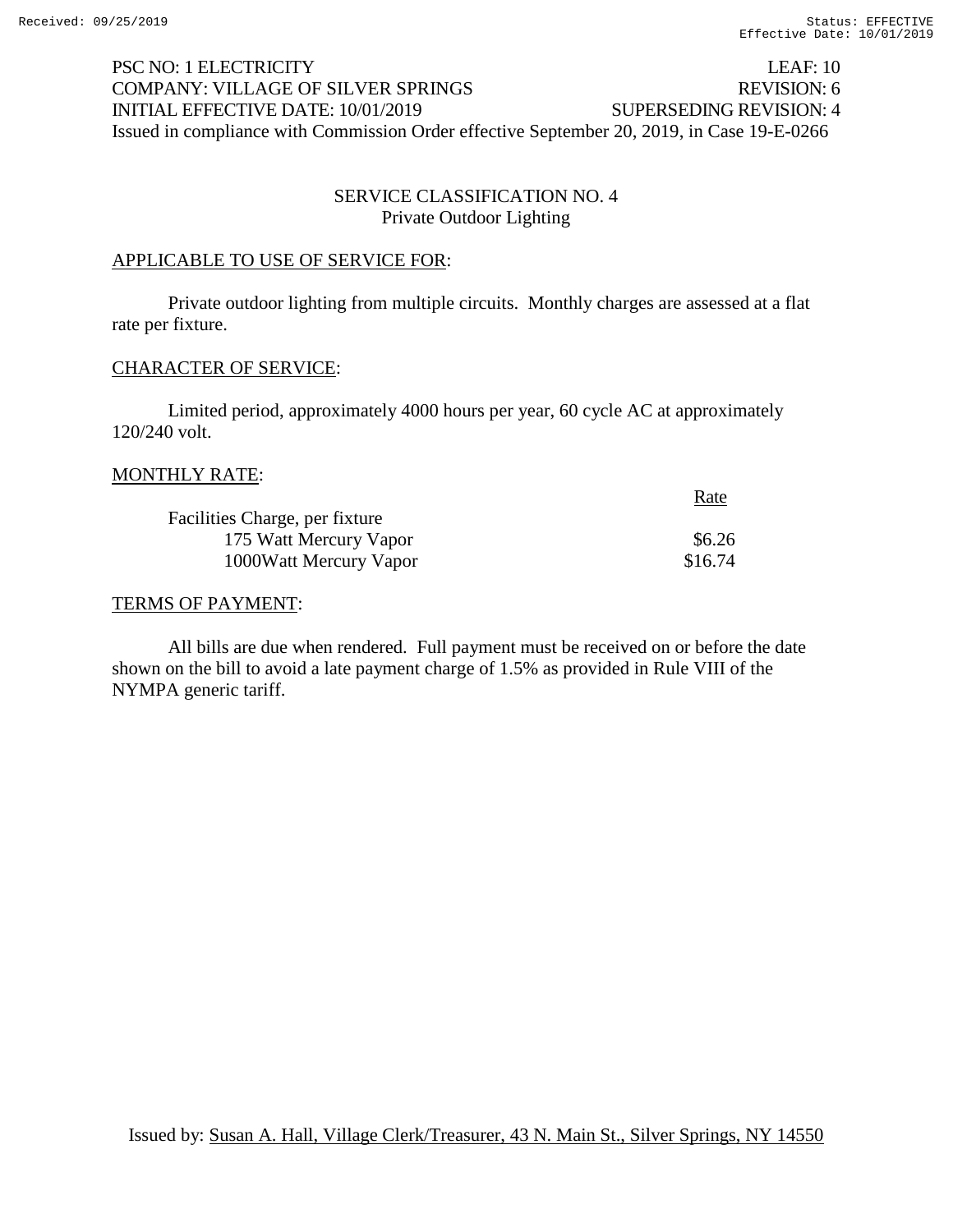PSC NO: 1 ELECTRICITY LEAF: 10
COMPANY: VILLAGE OF SILVER SPRINGS REVISION: 6
INITIAL EFFECTIVE DATE: 10/01/2019 SUPERSEDING REVISION: 4
Issued in compliance with Commission Order effective September 20, 2019, in Case 19-E-0266

## SERVICE CLASSIFICATION NO. 4
### Private Outdoor Lighting

APPLICABLE TO USE OF SERVICE FOR:

Private outdoor lighting from multiple circuits. Monthly charges are assessed at a flat rate per fixture.

CHARACTER OF SERVICE:

Limited period, approximately 4000 hours per year, 60 cycle AC at approximately 120/240 volt.

MONTHLY RATE:

| | Rate |
|---|---|
| Facilities Charge, per fixture | |
| 175 Watt Mercury Vapor | $6.26 |
| 1000Watt Mercury Vapor | $16.74 |

TERMS OF PAYMENT:

All bills are due when rendered. Full payment must be received on or before the date shown on the bill to avoid a late payment charge of 1.5% as provided in Rule VIII of the NYMPA generic tariff.

Issued by: Susan A. Hall, Village Clerk/Treasurer, 43 N. Main St., Silver Springs, NY 14550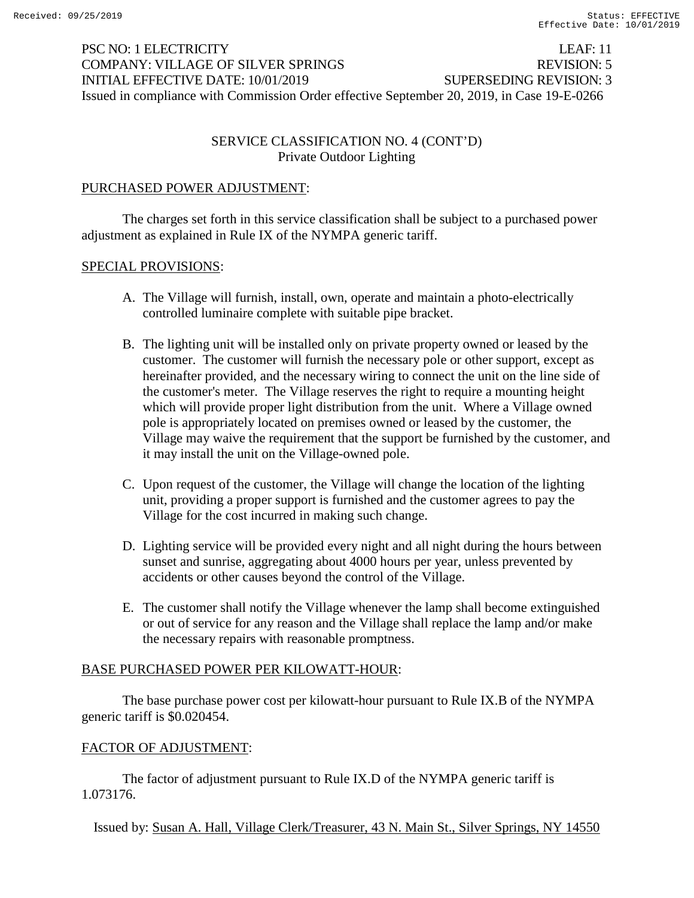PSC NO: 1 ELECTRICITY LEAF: 11
COMPANY: VILLAGE OF SILVER SPRINGS REVISION: 5
INITIAL EFFECTIVE DATE: 10/01/2019 SUPERSEDING REVISION: 3
Issued in compliance with Commission Order effective September 20, 2019, in Case 19-E-0266

## SERVICE CLASSIFICATION NO. 4 (CONT'D)
### Private Outdoor Lighting

PURCHASED POWER ADJUSTMENT:

The charges set forth in this service classification shall be subject to a purchased power adjustment as explained in Rule IX of the NYMPA generic tariff.

SPECIAL PROVISIONS:

A. The Village will furnish, install, own, operate and maintain a photo-electrically controlled luminaire complete with suitable pipe bracket.

B. The lighting unit will be installed only on private property owned or leased by the customer. The customer will furnish the necessary pole or other support, except as hereinafter provided, and the necessary wiring to connect the unit on the line side of the customer's meter. The Village reserves the right to require a mounting height which will provide proper light distribution from the unit. Where a Village owned pole is appropriately located on premises owned or leased by the customer, the Village may waive the requirement that the support be furnished by the customer, and it may install the unit on the Village-owned pole.

C. Upon request of the customer, the Village will change the location of the lighting unit, providing a proper support is furnished and the customer agrees to pay the Village for the cost incurred in making such change.

D. Lighting service will be provided every night and all night during the hours between sunset and sunrise, aggregating about 4000 hours per year, unless prevented by accidents or other causes beyond the control of the Village.

E. The customer shall notify the Village whenever the lamp shall become extinguished or out of service for any reason and the Village shall replace the lamp and/or make the necessary repairs with reasonable promptness.

BASE PURCHASED POWER PER KILOWATT-HOUR:

The base purchase power cost per kilowatt-hour pursuant to Rule IX.B of the NYMPA generic tariff is $0.020454.

FACTOR OF ADJUSTMENT:

The factor of adjustment pursuant to Rule IX.D of the NYMPA generic tariff is 1.073176.

Issued by: Susan A. Hall, Village Clerk/Treasurer, 43 N. Main St., Silver Springs, NY 14550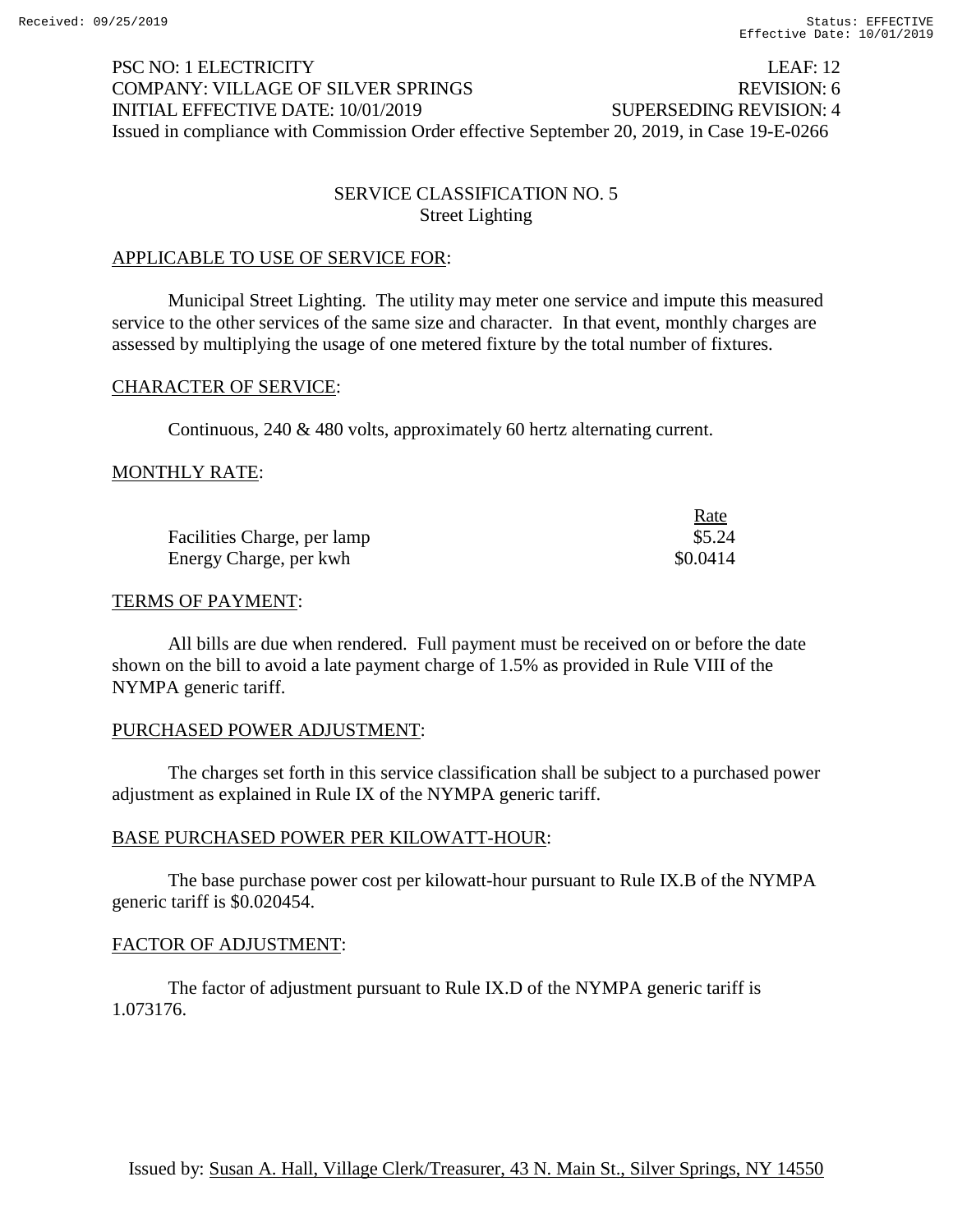PSC NO: 1 ELECTRICITY LEAF: 12
COMPANY: VILLAGE OF SILVER SPRINGS REVISION: 6
INITIAL EFFECTIVE DATE: 10/01/2019 SUPERSEDING REVISION: 4
Issued in compliance with Commission Order effective September 20, 2019, in Case 19-E-0266

## SERVICE CLASSIFICATION NO. 5
### Street Lighting

APPLICABLE TO USE OF SERVICE FOR:

Municipal Street Lighting. The utility may meter one service and impute this measured service to the other services of the same size and character. In that event, monthly charges are assessed by multiplying the usage of one metered fixture by the total number of fixtures.

CHARACTER OF SERVICE:

Continuous, 240 & 480 volts, approximately 60 hertz alternating current.

MONTHLY RATE:

| | Rate |
|---|---|
| Facilities Charge, per lamp | \$5.24 |
| Energy Charge, per kwh | \$0.0414 |

TERMS OF PAYMENT:

All bills are due when rendered. Full payment must be received on or before the date shown on the bill to avoid a late payment charge of 1.5% as provided in Rule VIII of the NYMPA generic tariff.

PURCHASED POWER ADJUSTMENT:

The charges set forth in this service classification shall be subject to a purchased power adjustment as explained in Rule IX of the NYMPA generic tariff.

BASE PURCHASED POWER PER KILOWATT-HOUR:

The base purchase power cost per kilowatt-hour pursuant to Rule IX.B of the NYMPA generic tariff is \$0.020454.

FACTOR OF ADJUSTMENT:

The factor of adjustment pursuant to Rule IX.D of the NYMPA generic tariff is 1.073176.

Issued by: Susan A. Hall, Village Clerk/Treasurer, 43 N. Main St., Silver Springs, NY 14550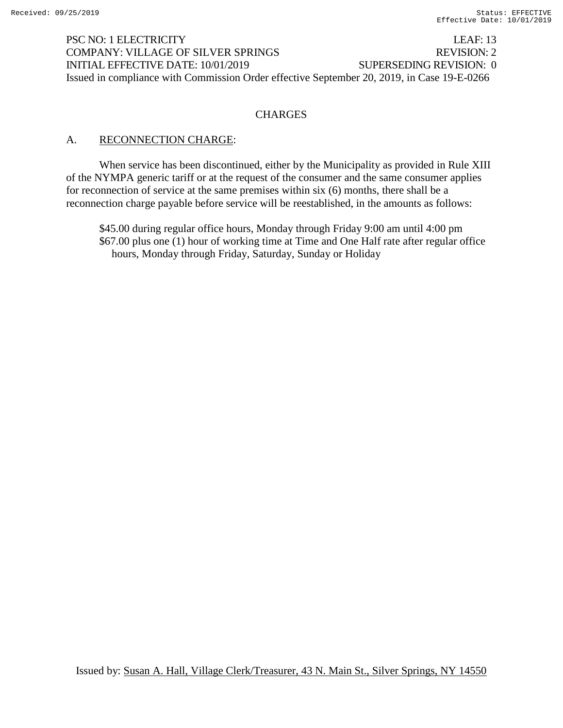PSC NO: 1 ELECTRICITY LEAF: 13
COMPANY: VILLAGE OF SILVER SPRINGS REVISION: 2
INITIAL EFFECTIVE DATE: 10/01/2019 SUPERSEDING REVISION: 0
Issued in compliance with Commission Order effective September 20, 2019, in Case 19-E-0266

## CHARGES

A. RECONNECTION CHARGE:

When service has been discontinued, either by the Municipality as provided in Rule XIII of the NYMPA generic tariff or at the request of the consumer and the same consumer applies for reconnection of service at the same premises within six (6) months, there shall be a reconnection charge payable before service will be reestablished, in the amounts as follows:

$45.00 during regular office hours, Monday through Friday 9:00 am until 4:00 pm
$67.00 plus one (1) hour of working time at Time and One Half rate after regular office hours, Monday through Friday, Saturday, Sunday or Holiday

Issued by: Susan A. Hall, Village Clerk/Treasurer, 43 N. Main St., Silver Springs, NY 14550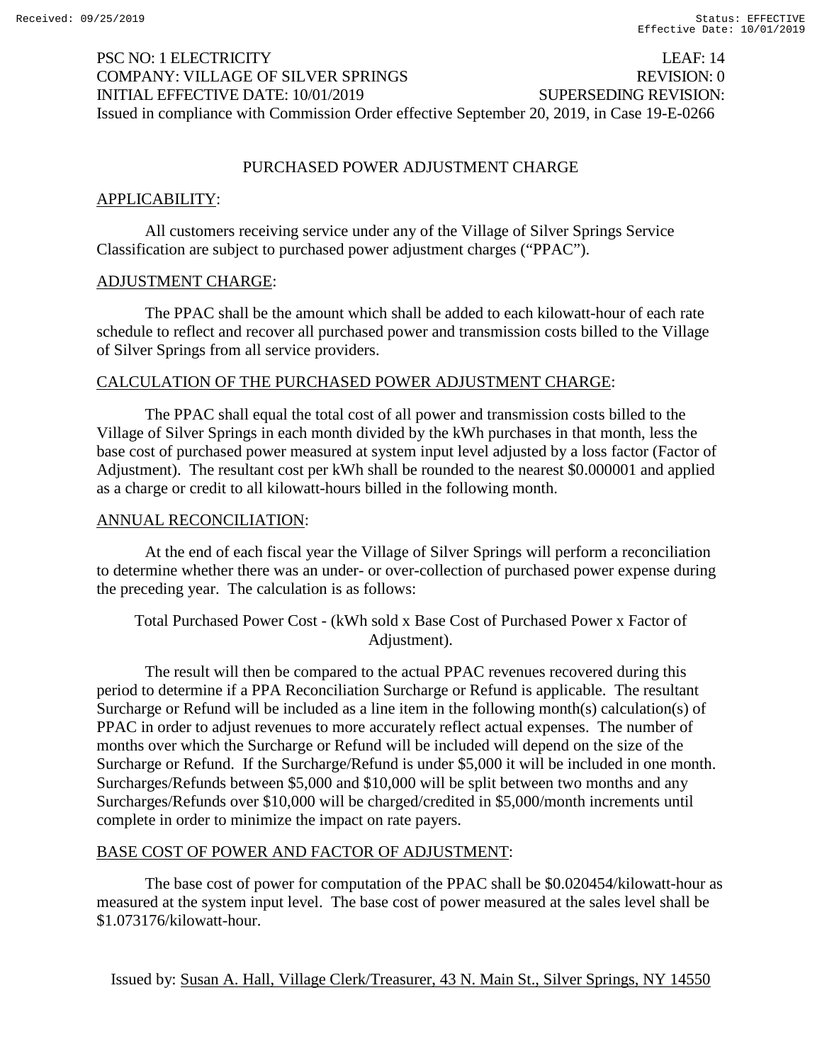PSC NO: 1 ELECTRICITY LEAF: 14
COMPANY: VILLAGE OF SILVER SPRINGS REVISION: 0
INITIAL EFFECTIVE DATE: 10/01/2019 SUPERSEDING REVISION:
Issued in compliance with Commission Order effective September 20, 2019, in Case 19-E-0266

## PURCHASED POWER ADJUSTMENT CHARGE

APPLICABILITY:

All customers receiving service under any of the Village of Silver Springs Service Classification are subject to purchased power adjustment charges ("PPAC").

ADJUSTMENT CHARGE:

The PPAC shall be the amount which shall be added to each kilowatt-hour of each rate schedule to reflect and recover all purchased power and transmission costs billed to the Village of Silver Springs from all service providers.

CALCULATION OF THE PURCHASED POWER ADJUSTMENT CHARGE:

The PPAC shall equal the total cost of all power and transmission costs billed to the Village of Silver Springs in each month divided by the kWh purchases in that month, less the base cost of purchased power measured at system input level adjusted by a loss factor (Factor of Adjustment). The resultant cost per kWh shall be rounded to the nearest $0.000001 and applied as a charge or credit to all kilowatt-hours billed in the following month.

ANNUAL RECONCILIATION:

At the end of each fiscal year the Village of Silver Springs will perform a reconciliation to determine whether there was an under- or over-collection of purchased power expense during the preceding year. The calculation is as follows:

Total Purchased Power Cost - (kWh sold x Base Cost of Purchased Power x Factor of Adjustment).

The result will then be compared to the actual PPAC revenues recovered during this period to determine if a PPA Reconciliation Surcharge or Refund is applicable. The resultant Surcharge or Refund will be included as a line item in the following month(s) calculation(s) of PPAC in order to adjust revenues to more accurately reflect actual expenses. The number of months over which the Surcharge or Refund will be included will depend on the size of the Surcharge or Refund. If the Surcharge/Refund is under $5,000 it will be included in one month. Surcharges/Refunds between $5,000 and $10,000 will be split between two months and any Surcharges/Refunds over $10,000 will be charged/credited in $5,000/month increments until complete in order to minimize the impact on rate payers.

BASE COST OF POWER AND FACTOR OF ADJUSTMENT:

The base cost of power for computation of the PPAC shall be $0.020454/kilowatt-hour as measured at the system input level. The base cost of power measured at the sales level shall be $1.073176/kilowatt-hour.

Issued by: Susan A. Hall, Village Clerk/Treasurer, 43 N. Main St., Silver Springs, NY 14550